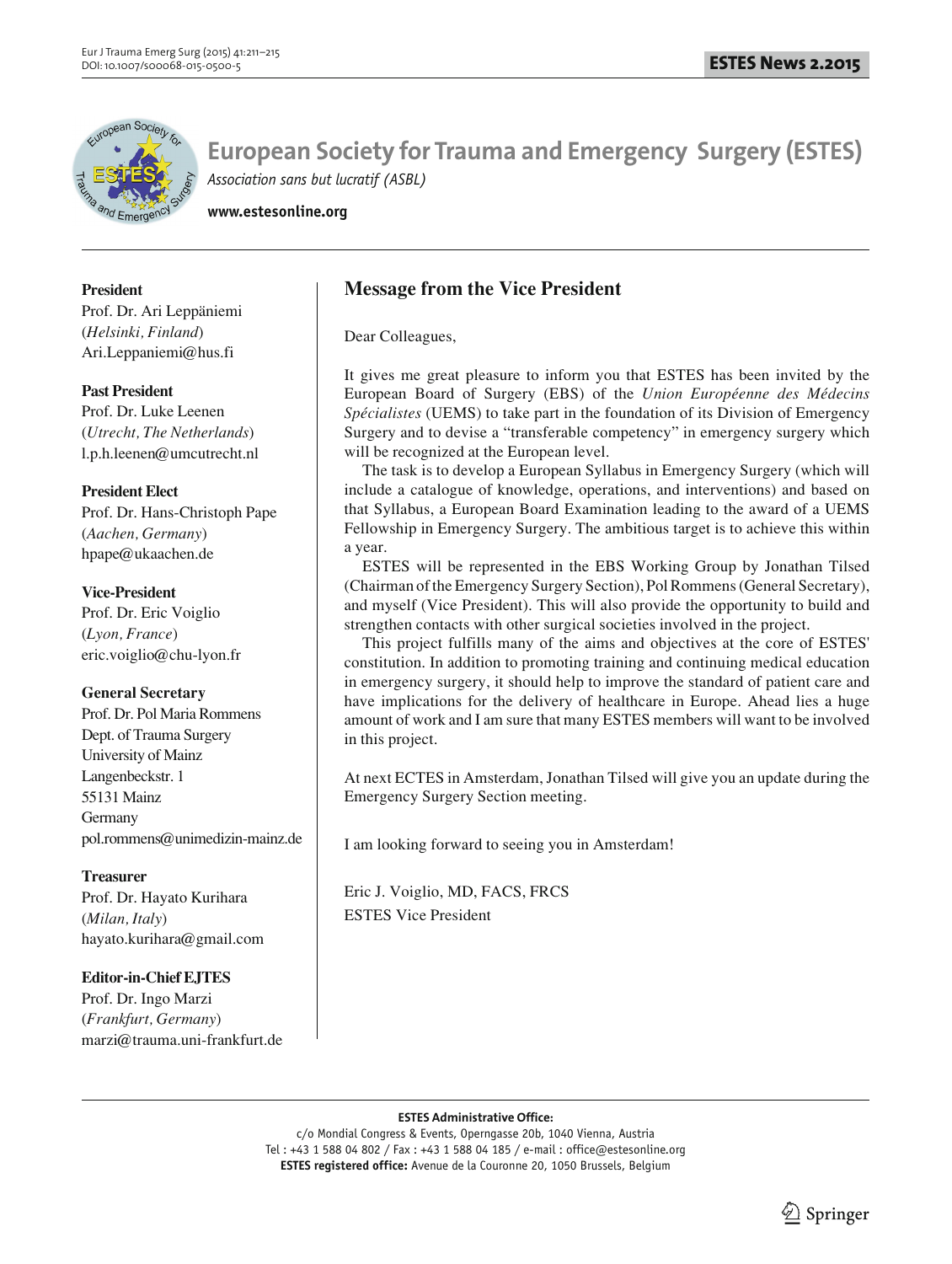# European Society for Trauma and Emergency Surgery (ESTES)

*Association sans but lucratif (ASBL)*

**www.estesonline.org**

**President**
Prof. Dr. Ari Leppäniemi
(*Helsinki, Finland*)
Ari.Leppaniemi@hus.fi

**Past President**
Prof. Dr. Luke Leenen
(*Utrecht, The Netherlands*)
l.p.h.leenen@umcutrecht.nl

**President Elect**
Prof. Dr. Hans-Christoph Pape
(*Aachen, Germany*)
hpape@ukaachen.de

**Vice-President**
Prof. Dr. Eric Voiglio
(*Lyon, France*)
eric.voiglio@chu-lyon.fr

**General Secretary**
Prof. Dr. Pol Maria Rommens
Dept. of Trauma Surgery
University of Mainz
Langenbeckstr. 1
55131 Mainz
Germany
pol.rommens@unimedizin-mainz.de

**Treasurer**
Prof. Dr. Hayato Kurihara
(*Milan, Italy*)
hayato.kurihara@gmail.com

**Editor-in-Chief EJTES**
Prof. Dr. Ingo Marzi
(*Frankfurt, Germany*)
marzi@trauma.uni-frankfurt.de

## Message from the Vice President

Dear Colleagues,

It gives me great pleasure to inform you that ESTES has been invited by the European Board of Surgery (EBS) of the *Union Européenne des Médecins Spécialistes* (UEMS) to take part in the foundation of its Division of Emergency Surgery and to devise a "transferable competency" in emergency surgery which will be recognized at the European level.

The task is to develop a European Syllabus in Emergency Surgery (which will include a catalogue of knowledge, operations, and interventions) and based on that Syllabus, a European Board Examination leading to the award of a UEMS Fellowship in Emergency Surgery. The ambitious target is to achieve this within a year.

ESTES will be represented in the EBS Working Group by Jonathan Tilsed (Chairman of the Emergency Surgery Section), Pol Rommens (General Secretary), and myself (Vice President). This will also provide the opportunity to build and strengthen contacts with other surgical societies involved in the project.

This project fulfills many of the aims and objectives at the core of ESTES' constitution. In addition to promoting training and continuing medical education in emergency surgery, it should help to improve the standard of patient care and have implications for the delivery of healthcare in Europe. Ahead lies a huge amount of work and I am sure that many ESTES members will want to be involved in this project.

At next ECTES in Amsterdam, Jonathan Tilsed will give you an update during the Emergency Surgery Section meeting.

I am looking forward to seeing you in Amsterdam!

Eric J. Voiglio, MD, FACS, FRCS
ESTES Vice President

**ESTES Administrative Office:**
c/o Mondial Congress & Events, Operngasse 20b, 1040 Vienna, Austria
Tel : +43 1 588 04 802 / Fax : +43 1 588 04 185 / e-mail : office@estesonline.org
**ESTES registered office:** Avenue de la Couronne 20, 1050 Brussels, Belgium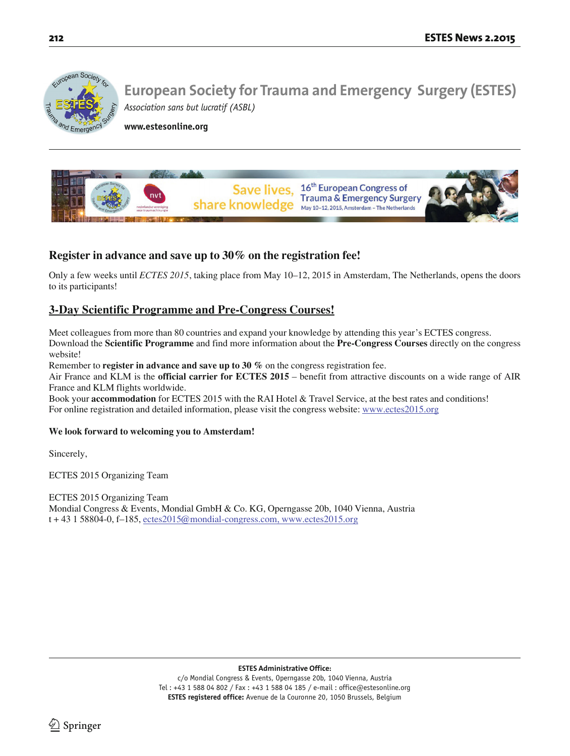# European Society for Trauma and Emergency Surgery (ESTES)

*Association sans but lucratif (ASBL)*

**www.estesonline.org**

Save lives, share knowledge — 16th European Congress of Trauma & Emergency Surgery, May 10–12, 2015, Amsterdam – The Netherlands

## Register in advance and save up to 30% on the registration fee!

Only a few weeks until *ECTES 2015*, taking place from May 10–12, 2015 in Amsterdam, The Netherlands, opens the doors to its participants!

## 3-Day Scientific Programme and Pre-Congress Courses!

Meet colleagues from more than 80 countries and expand your knowledge by attending this year's ECTES congress.
Download the **Scientific Programme** and find more information about the **Pre-Congress Courses** directly on the congress website!
Remember to **register in advance and save up to 30 %** on the congress registration fee.
Air France and KLM is the **official carrier for ECTES 2015** – benefit from attractive discounts on a wide range of AIR France and KLM flights worldwide.
Book your **accommodation** for ECTES 2015 with the RAI Hotel & Travel Service, at the best rates and conditions!
For online registration and detailed information, please visit the congress website: www.ectes2015.org

**We look forward to welcoming you to Amsterdam!**

Sincerely,

ECTES 2015 Organizing Team

ECTES 2015 Organizing Team
Mondial Congress & Events, Mondial GmbH & Co. KG, Operngasse 20b, 1040 Vienna, Austria
t + 43 1 58804-0, f–185, ectes2015@mondial-congress.com, www.ectes2015.org

**ESTES Administrative Office:**
c/o Mondial Congress & Events, Operngasse 20b, 1040 Vienna, Austria
Tel : +43 1 588 04 802 / Fax : +43 1 588 04 185 / e-mail : office@estesonline.org
**ESTES registered office:** Avenue de la Couronne 20, 1050 Brussels, Belgium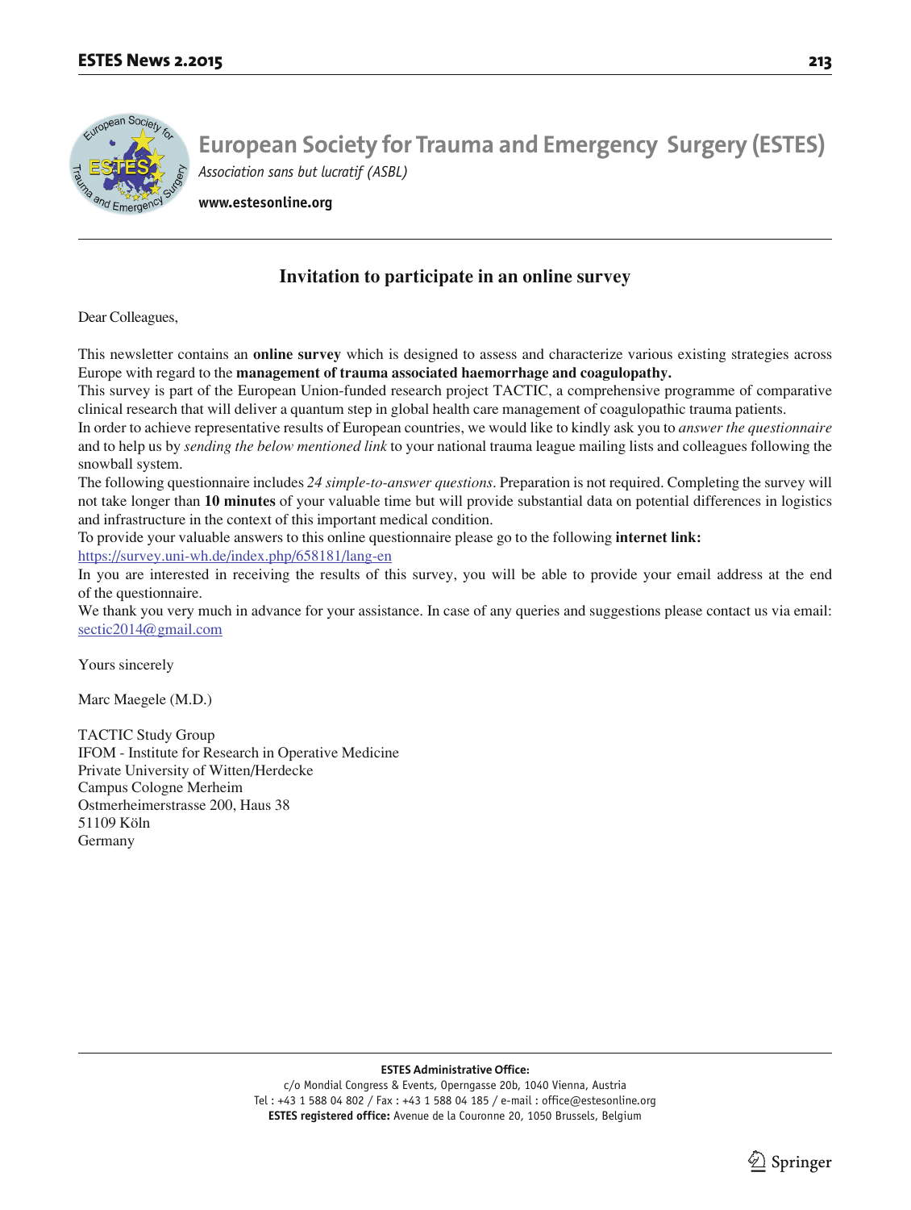# European Society for Trauma and Emergency Surgery (ESTES)

*Association sans but lucratif (ASBL)*

**www.estesonline.org**

## Invitation to participate in an online survey

Dear Colleagues,

This newsletter contains an **online survey** which is designed to assess and characterize various existing strategies across Europe with regard to the **management of trauma associated haemorrhage and coagulopathy.**

This survey is part of the European Union-funded research project TACTIC, a comprehensive programme of comparative clinical research that will deliver a quantum step in global health care management of coagulopathic trauma patients.

In order to achieve representative results of European countries, we would like to kindly ask you to *answer the questionnaire* and to help us by *sending the below mentioned link* to your national trauma league mailing lists and colleagues following the snowball system.

The following questionnaire includes *24 simple-to-answer questions*. Preparation is not required. Completing the survey will not take longer than **10 minutes** of your valuable time but will provide substantial data on potential differences in logistics and infrastructure in the context of this important medical condition.

To provide your valuable answers to this online questionnaire please go to the following **internet link:**
https://survey.uni-wh.de/index.php/658181/lang-en

In you are interested in receiving the results of this survey, you will be able to provide your email address at the end of the questionnaire.

We thank you very much in advance for your assistance. In case of any queries and suggestions please contact us via email: sectic2014@gmail.com

Yours sincerely

Marc Maegele (M.D.)

TACTIC Study Group
IFOM - Institute for Research in Operative Medicine
Private University of Witten/Herdecke
Campus Cologne Merheim
Ostmerheimerstrasse 200, Haus 38
51109 Köln
Germany

**ESTES Administrative Office:**
c/o Mondial Congress & Events, Operngasse 20b, 1040 Vienna, Austria
Tel : +43 1 588 04 802 / Fax : +43 1 588 04 185 / e-mail : office@estesonline.org
**ESTES registered office:** Avenue de la Couronne 20, 1050 Brussels, Belgium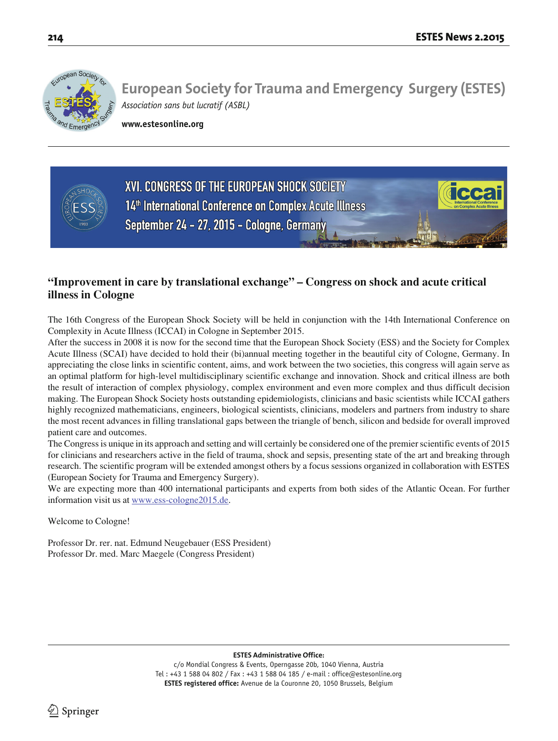# European Society for Trauma and Emergency Surgery (ESTES)

*Association sans but lucratif (ASBL)*

**www.estesonline.org**

XVI. CONGRESS OF THE EUROPEAN SHOCK SOCIETY
14th International Conference on Complex Acute Illness
September 24 - 27, 2015 - Cologne, Germany

## "Improvement in care by translational exchange" – Congress on shock and acute critical illness in Cologne

The 16th Congress of the European Shock Society will be held in conjunction with the 14th International Conference on Complexity in Acute Illness (ICCAI) in Cologne in September 2015.

After the success in 2008 it is now for the second time that the European Shock Society (ESS) and the Society for Complex Acute Illness (SCAI) have decided to hold their (bi)annual meeting together in the beautiful city of Cologne, Germany. In appreciating the close links in scientific content, aims, and work between the two societies, this congress will again serve as an optimal platform for high-level multidisciplinary scientific exchange and innovation. Shock and critical illness are both the result of interaction of complex physiology, complex environment and even more complex and thus difficult decision making. The European Shock Society hosts outstanding epidemiologists, clinicians and basic scientists while ICCAI gathers highly recognized mathematicians, engineers, biological scientists, clinicians, modelers and partners from industry to share the most recent advances in filling translational gaps between the triangle of bench, silicon and bedside for overall improved patient care and outcomes.

The Congress is unique in its approach and setting and will certainly be considered one of the premier scientific events of 2015 for clinicians and researchers active in the field of trauma, shock and sepsis, presenting state of the art and breaking through research. The scientific program will be extended amongst others by a focus sessions organized in collaboration with ESTES (European Society for Trauma and Emergency Surgery).

We are expecting more than 400 international participants and experts from both sides of the Atlantic Ocean. For further information visit us at www.ess-cologne2015.de.

Welcome to Cologne!

Professor Dr. rer. nat. Edmund Neugebauer (ESS President)
Professor Dr. med. Marc Maegele (Congress President)

**ESTES Administrative Office:**
c/o Mondial Congress & Events, Operngasse 20b, 1040 Vienna, Austria
Tel : +43 1 588 04 802 / Fax : +43 1 588 04 185 / e-mail : office@estesonline.org
**ESTES registered office:** Avenue de la Couronne 20, 1050 Brussels, Belgium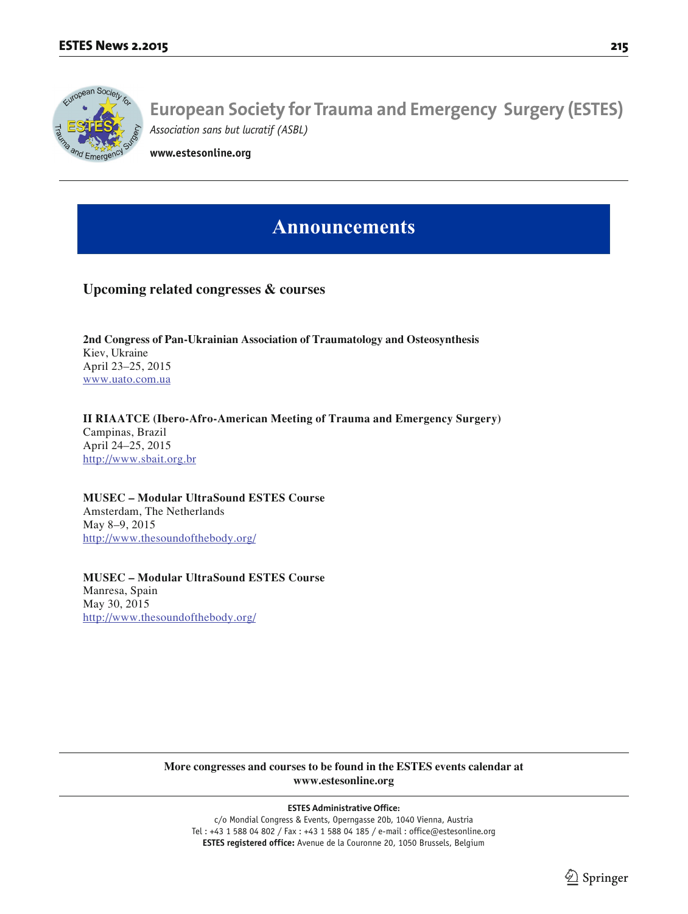# European Society for Trauma and Emergency Surgery (ESTES)

*Association sans but lucratif (ASBL)*

**www.estesonline.org**

## Announcements

### Upcoming related congresses & courses

**2nd Congress of Pan-Ukrainian Association of Traumatology and Osteosynthesis**
Kiev, Ukraine
April 23–25, 2015
www.uato.com.ua

**II RIAATCE (Ibero-Afro-American Meeting of Trauma and Emergency Surgery)**
Campinas, Brazil
April 24–25, 2015
http://www.sbait.org.br

**MUSEC – Modular UltraSound ESTES Course**
Amsterdam, The Netherlands
May 8–9, 2015
http://www.thesoundofthebody.org/

**MUSEC – Modular UltraSound ESTES Course**
Manresa, Spain
May 30, 2015
http://www.thesoundofthebody.org/

**More congresses and courses to be found in the ESTES events calendar at www.estesonline.org**

**ESTES Administrative Office:**
c/o Mondial Congress & Events, Operngasse 20b, 1040 Vienna, Austria
Tel : +43 1 588 04 802 / Fax : +43 1 588 04 185 / e-mail : office@estesonline.org
**ESTES registered office:** Avenue de la Couronne 20, 1050 Brussels, Belgium